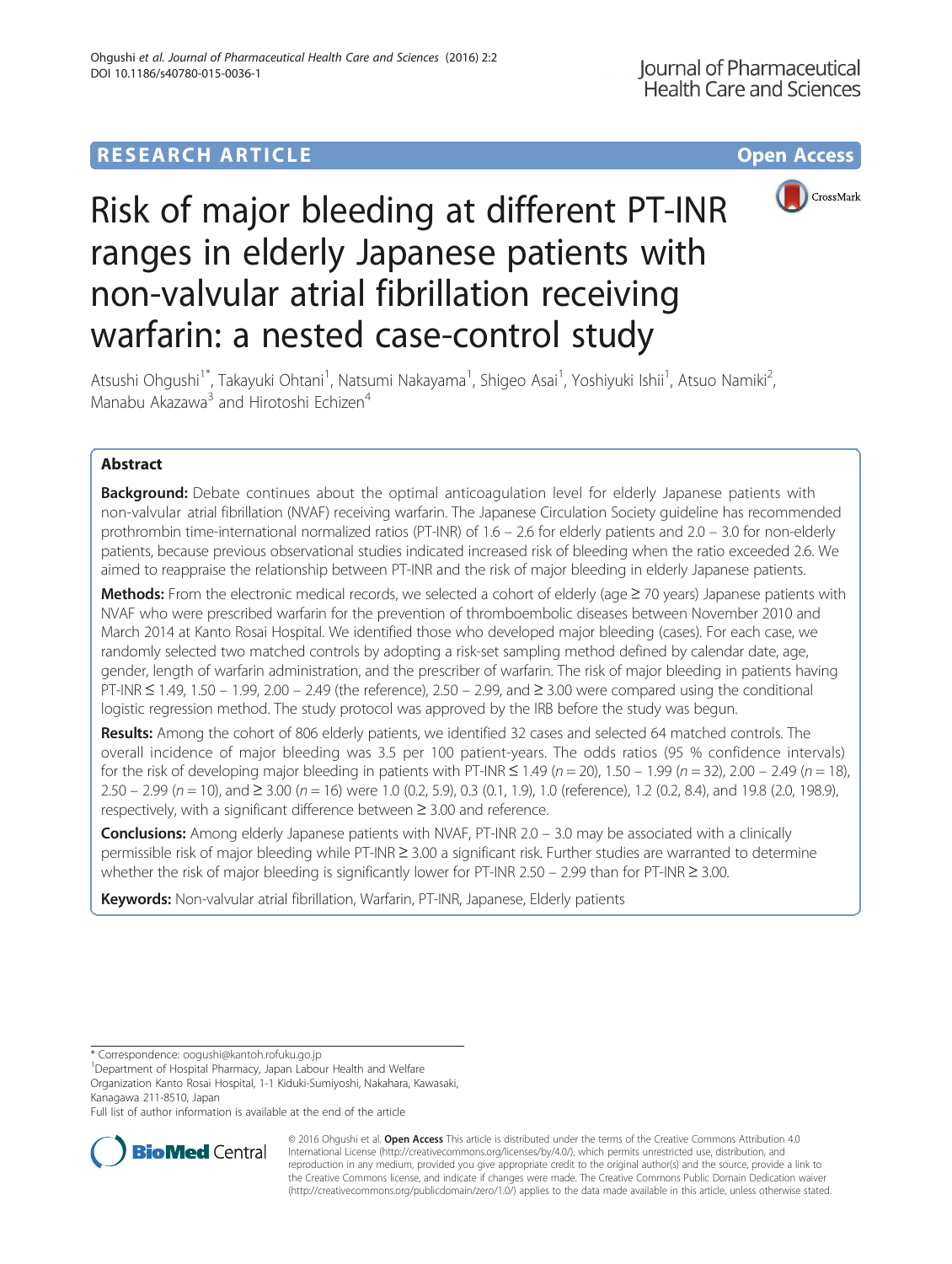RESEARCH ARTICLE

Open Access

# Risk of major bleeding at different PT-INR ranges in elderly Japanese patients with non-valvular atrial fibrillation receiving warfarin: a nested case-control study

Atsushi Ohgushi[1*], Takayuki Ohtani[1], Natsumi Nakayama[1], Shigeo Asai[1], Yoshiyuki Ishii[1], Atsuo Namiki[2], Manabu Akazawa[3] and Hirotoshi Echizen[4]

## Abstract

**Background:** Debate continues about the optimal anticoagulation level for elderly Japanese patients with non-valvular atrial fibrillation (NVAF) receiving warfarin. The Japanese Circulation Society guideline has recommended prothrombin time-international normalized ratios (PT-INR) of 1.6 – 2.6 for elderly patients and 2.0 – 3.0 for non-elderly patients, because previous observational studies indicated increased risk of bleeding when the ratio exceeded 2.6. We aimed to reappraise the relationship between PT-INR and the risk of major bleeding in elderly Japanese patients.

**Methods:** From the electronic medical records, we selected a cohort of elderly (age ≥ 70 years) Japanese patients with NVAF who were prescribed warfarin for the prevention of thromboembolic diseases between November 2010 and March 2014 at Kanto Rosai Hospital. We identified those who developed major bleeding (cases). For each case, we randomly selected two matched controls by adopting a risk-set sampling method defined by calendar date, age, gender, length of warfarin administration, and the prescriber of warfarin. The risk of major bleeding in patients having PT-INR ≤ 1.49, 1.50 – 1.99, 2.00 – 2.49 (the reference), 2.50 – 2.99, and ≥ 3.00 were compared using the conditional logistic regression method. The study protocol was approved by the IRB before the study was begun.

**Results:** Among the cohort of 806 elderly patients, we identified 32 cases and selected 64 matched controls. The overall incidence of major bleeding was 3.5 per 100 patient-years. The odds ratios (95 % confidence intervals) for the risk of developing major bleeding in patients with PT-INR ≤ 1.49 ($n = 20$), 1.50 – 1.99 ($n = 32$), 2.00 – 2.49 ($n = 18$), 2.50 – 2.99 ($n = 10$), and ≥ 3.00 ($n = 16$) were 1.0 (0.2, 5.9), 0.3 (0.1, 1.9), 1.0 (reference), 1.2 (0.2, 8.4), and 19.8 (2.0, 198.9), respectively, with a significant difference between ≥ 3.00 and reference.

**Conclusions:** Among elderly Japanese patients with NVAF, PT-INR 2.0 – 3.0 may be associated with a clinically permissible risk of major bleeding while PT-INR ≥ 3.00 a significant risk. Further studies are warranted to determine whether the risk of major bleeding is significantly lower for PT-INR 2.50 – 2.99 than for PT-INR ≥ 3.00.

**Keywords:** Non-valvular atrial fibrillation, Warfarin, PT-INR, Japanese, Elderly patients

\* Correspondence: oogushi@kantoh.rofuku.go.jp
[1]Department of Hospital Pharmacy, Japan Labour Health and Welfare Organization Kanto Rosai Hospital, 1-1 Kiduki-Sumiyoshi, Nakahara, Kawasaki, Kanagawa 211-8510, Japan
Full list of author information is available at the end of the article

© 2016 Ohgushi et al. **Open Access** This article is distributed under the terms of the Creative Commons Attribution 4.0 International License (http://creativecommons.org/licenses/by/4.0/), which permits unrestricted use, distribution, and reproduction in any medium, provided you give appropriate credit to the original author(s) and the source, provide a link to the Creative Commons license, and indicate if changes were made. The Creative Commons Public Domain Dedication waiver (http://creativecommons.org/publicdomain/zero/1.0/) applies to the data made available in this article, unless otherwise stated.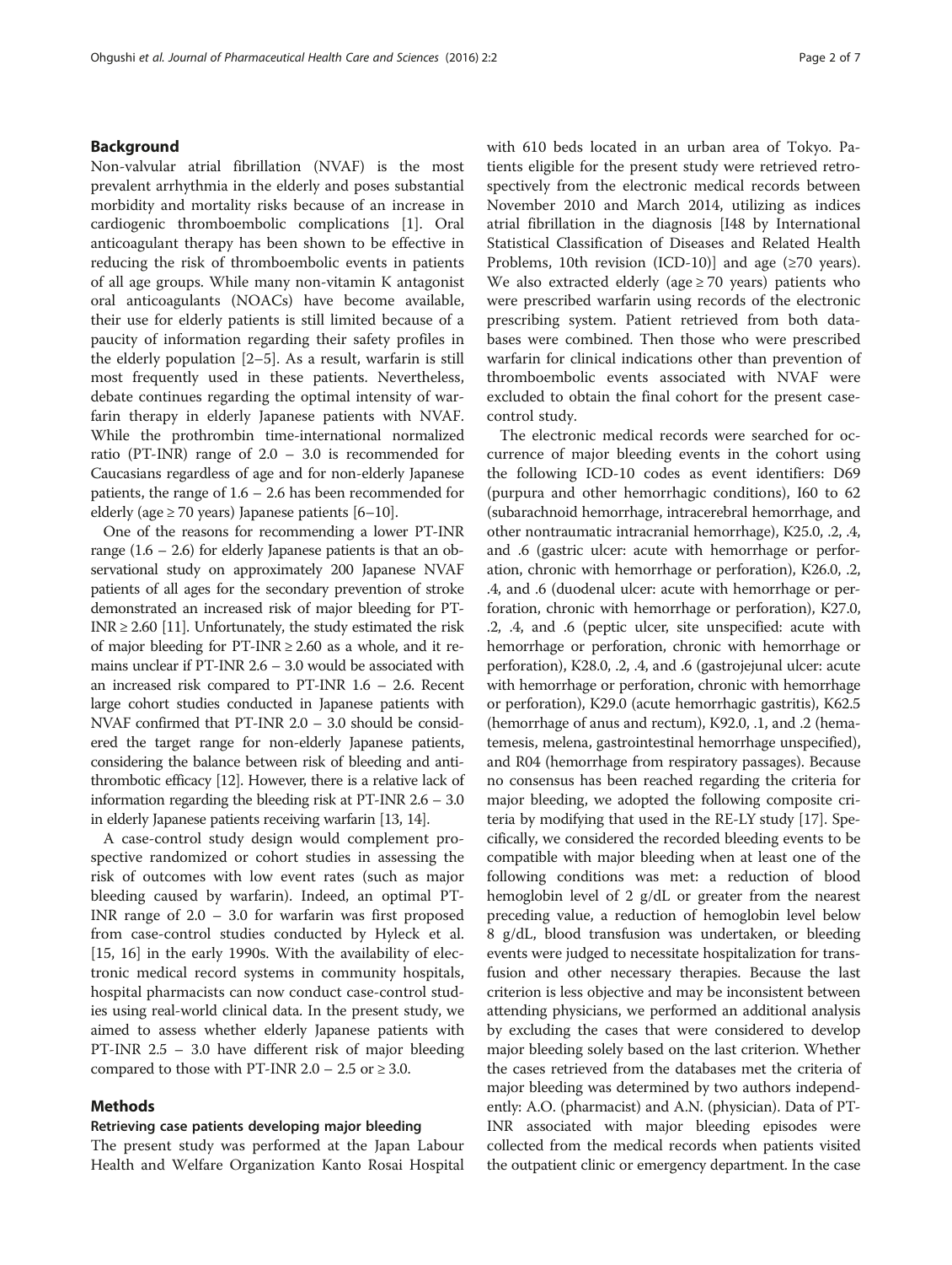## Background

Non-valvular atrial fibrillation (NVAF) is the most prevalent arrhythmia in the elderly and poses substantial morbidity and mortality risks because of an increase in cardiogenic thromboembolic complications [1]. Oral anticoagulant therapy has been shown to be effective in reducing the risk of thromboembolic events in patients of all age groups. While many non-vitamin K antagonist oral anticoagulants (NOACs) have become available, their use for elderly patients is still limited because of a paucity of information regarding their safety profiles in the elderly population [2–5]. As a result, warfarin is still most frequently used in these patients. Nevertheless, debate continues regarding the optimal intensity of warfarin therapy in elderly Japanese patients with NVAF. While the prothrombin time-international normalized ratio (PT-INR) range of 2.0 – 3.0 is recommended for Caucasians regardless of age and for non-elderly Japanese patients, the range of 1.6 – 2.6 has been recommended for elderly (age ≥ 70 years) Japanese patients [6–10].

One of the reasons for recommending a lower PT-INR range (1.6 – 2.6) for elderly Japanese patients is that an observational study on approximately 200 Japanese NVAF patients of all ages for the secondary prevention of stroke demonstrated an increased risk of major bleeding for PT-INR ≥ 2.60 [11]. Unfortunately, the study estimated the risk of major bleeding for PT-INR ≥ 2.60 as a whole, and it remains unclear if PT-INR 2.6 – 3.0 would be associated with an increased risk compared to PT-INR 1.6 – 2.6. Recent large cohort studies conducted in Japanese patients with NVAF confirmed that PT-INR 2.0 – 3.0 should be considered the target range for non-elderly Japanese patients, considering the balance between risk of bleeding and antithrombotic efficacy [12]. However, there is a relative lack of information regarding the bleeding risk at PT-INR 2.6 – 3.0 in elderly Japanese patients receiving warfarin [13, 14].

A case-control study design would complement prospective randomized or cohort studies in assessing the risk of outcomes with low event rates (such as major bleeding caused by warfarin). Indeed, an optimal PT-INR range of 2.0 – 3.0 for warfarin was first proposed from case-control studies conducted by Hyleck et al. [15, 16] in the early 1990s. With the availability of electronic medical record systems in community hospitals, hospital pharmacists can now conduct case-control studies using real-world clinical data. In the present study, we aimed to assess whether elderly Japanese patients with PT-INR 2.5 – 3.0 have different risk of major bleeding compared to those with PT-INR 2.0 – 2.5 or ≥ 3.0.

## Methods

### Retrieving case patients developing major bleeding

The present study was performed at the Japan Labour Health and Welfare Organization Kanto Rosai Hospital with 610 beds located in an urban area of Tokyo. Patients eligible for the present study were retrieved retrospectively from the electronic medical records between November 2010 and March 2014, utilizing as indices atrial fibrillation in the diagnosis [I48 by International Statistical Classification of Diseases and Related Health Problems, 10th revision (ICD-10)] and age (≥70 years). We also extracted elderly (age ≥ 70 years) patients who were prescribed warfarin using records of the electronic prescribing system. Patient retrieved from both databases were combined. Then those who were prescribed warfarin for clinical indications other than prevention of thromboembolic events associated with NVAF were excluded to obtain the final cohort for the present case-control study.

The electronic medical records were searched for occurrence of major bleeding events in the cohort using the following ICD-10 codes as event identifiers: D69 (purpura and other hemorrhagic conditions), I60 to 62 (subarachnoid hemorrhage, intracerebral hemorrhage, and other nontraumatic intracranial hemorrhage), K25.0, .2, .4, and .6 (gastric ulcer: acute with hemorrhage or perforation, chronic with hemorrhage or perforation), K26.0, .2, .4, and .6 (duodenal ulcer: acute with hemorrhage or perforation, chronic with hemorrhage or perforation), K27.0, .2, .4, and .6 (peptic ulcer, site unspecified: acute with hemorrhage or perforation, chronic with hemorrhage or perforation), K28.0, .2, .4, and .6 (gastrojejunal ulcer: acute with hemorrhage or perforation, chronic with hemorrhage or perforation), K29.0 (acute hemorrhagic gastritis), K62.5 (hemorrhage of anus and rectum), K92.0, .1, and .2 (hematemesis, melena, gastrointestinal hemorrhage unspecified), and R04 (hemorrhage from respiratory passages). Because no consensus has been reached regarding the criteria for major bleeding, we adopted the following composite criteria by modifying that used in the RE-LY study [17]. Specifically, we considered the recorded bleeding events to be compatible with major bleeding when at least one of the following conditions was met: a reduction of blood hemoglobin level of 2 g/dL or greater from the nearest preceding value, a reduction of hemoglobin level below 8 g/dL, blood transfusion was undertaken, or bleeding events were judged to necessitate hospitalization for transfusion and other necessary therapies. Because the last criterion is less objective and may be inconsistent between attending physicians, we performed an additional analysis by excluding the cases that were considered to develop major bleeding solely based on the last criterion. Whether the cases retrieved from the databases met the criteria of major bleeding was determined by two authors independently: A.O. (pharmacist) and A.N. (physician). Data of PT-INR associated with major bleeding episodes were collected from the medical records when patients visited the outpatient clinic or emergency department. In the case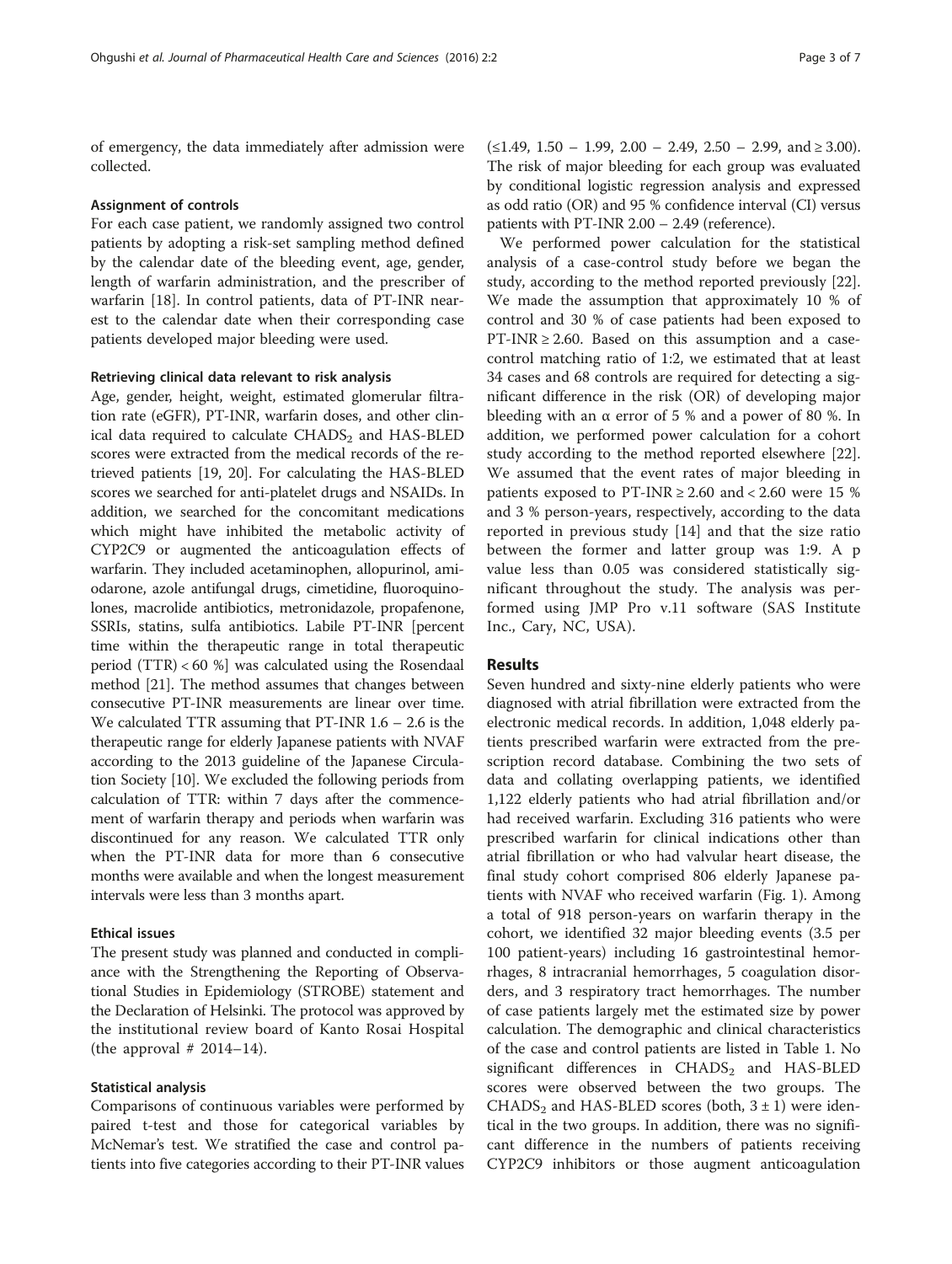of emergency, the data immediately after admission were collected.

### Assignment of controls

For each case patient, we randomly assigned two control patients by adopting a risk-set sampling method defined by the calendar date of the bleeding event, age, gender, length of warfarin administration, and the prescriber of warfarin [18]. In control patients, data of PT-INR nearest to the calendar date when their corresponding case patients developed major bleeding were used.

### Retrieving clinical data relevant to risk analysis

Age, gender, height, weight, estimated glomerular filtration rate (eGFR), PT-INR, warfarin doses, and other clinical data required to calculate $CHADS_2$ and HAS-BLED scores were extracted from the medical records of the retrieved patients [19, 20]. For calculating the HAS-BLED scores we searched for anti-platelet drugs and NSAIDs. In addition, we searched for the concomitant medications which might have inhibited the metabolic activity of CYP2C9 or augmented the anticoagulation effects of warfarin. They included acetaminophen, allopurinol, amiodarone, azole antifungal drugs, cimetidine, fluoroquinolones, macrolide antibiotics, metronidazole, propafenone, SSRIs, statins, sulfa antibiotics. Labile PT-INR [percent time within the therapeutic range in total therapeutic period (TTR) < 60 %] was calculated using the Rosendaal method [21]. The method assumes that changes between consecutive PT-INR measurements are linear over time. We calculated TTR assuming that PT-INR 1.6 – 2.6 is the therapeutic range for elderly Japanese patients with NVAF according to the 2013 guideline of the Japanese Circulation Society [10]. We excluded the following periods from calculation of TTR: within 7 days after the commencement of warfarin therapy and periods when warfarin was discontinued for any reason. We calculated TTR only when the PT-INR data for more than 6 consecutive months were available and when the longest measurement intervals were less than 3 months apart.

### Ethical issues

The present study was planned and conducted in compliance with the Strengthening the Reporting of Observational Studies in Epidemiology (STROBE) statement and the Declaration of Helsinki. The protocol was approved by the institutional review board of Kanto Rosai Hospital (the approval # 2014–14).

### Statistical analysis

Comparisons of continuous variables were performed by paired t-test and those for categorical variables by McNemar's test. We stratified the case and control patients into five categories according to their PT-INR values (≤1.49, 1.50 – 1.99, 2.00 – 2.49, 2.50 – 2.99, and ≥ 3.00). The risk of major bleeding for each group was evaluated by conditional logistic regression analysis and expressed as odd ratio (OR) and 95 % confidence interval (CI) versus patients with PT-INR 2.00 – 2.49 (reference).

We performed power calculation for the statistical analysis of a case-control study before we began the study, according to the method reported previously [22]. We made the assumption that approximately 10 % of control and 30 % of case patients had been exposed to PT-INR ≥ 2.60. Based on this assumption and a case-control matching ratio of 1:2, we estimated that at least 34 cases and 68 controls are required for detecting a significant difference in the risk (OR) of developing major bleeding with an $\alpha$ error of 5 % and a power of 80 %. In addition, we performed power calculation for a cohort study according to the method reported elsewhere [22]. We assumed that the event rates of major bleeding in patients exposed to PT-INR ≥ 2.60 and < 2.60 were 15 % and 3 % person-years, respectively, according to the data reported in previous study [14] and that the size ratio between the former and latter group was 1:9. A p value less than 0.05 was considered statistically significant throughout the study. The analysis was performed using JMP Pro v.11 software (SAS Institute Inc., Cary, NC, USA).

## Results

Seven hundred and sixty-nine elderly patients who were diagnosed with atrial fibrillation were extracted from the electronic medical records. In addition, 1,048 elderly patients prescribed warfarin were extracted from the prescription record database. Combining the two sets of data and collating overlapping patients, we identified 1,122 elderly patients who had atrial fibrillation and/or had received warfarin. Excluding 316 patients who were prescribed warfarin for clinical indications other than atrial fibrillation or who had valvular heart disease, the final study cohort comprised 806 elderly Japanese patients with NVAF who received warfarin (Fig. 1). Among a total of 918 person-years on warfarin therapy in the cohort, we identified 32 major bleeding events (3.5 per 100 patient-years) including 16 gastrointestinal hemorrhages, 8 intracranial hemorrhages, 5 coagulation disorders, and 3 respiratory tract hemorrhages. The number of case patients largely met the estimated size by power calculation. The demographic and clinical characteristics of the case and control patients are listed in Table 1. No significant differences in $CHADS_2$ and HAS-BLED scores were observed between the two groups. The $CHADS_2$ and HAS-BLED scores (both, 3 ± 1) were identical in the two groups. In addition, there was no significant difference in the numbers of patients receiving CYP2C9 inhibitors or those augment anticoagulation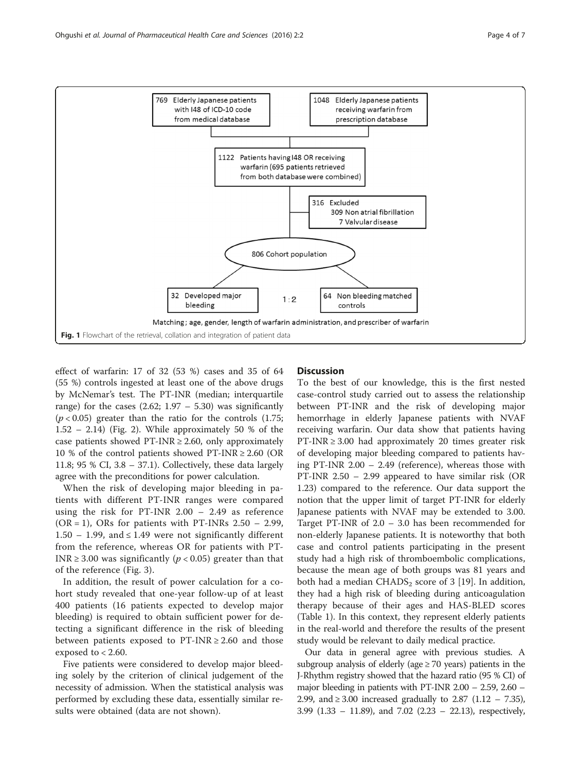Matching; age, gender, length of warfarin administration, and prescriber of warfarin

**Fig. 1** Flowchart of the retrieval, collation and integration of patient data

effect of warfarin: 17 of 32 (53 %) cases and 35 of 64 (55 %) controls ingested at least one of the above drugs by McNemar's test. The PT-INR (median; interquartile range) for the cases (2.62; 1.97 – 5.30) was significantly ($p < 0.05$) greater than the ratio for the controls (1.75; 1.52 – 2.14) (Fig. 2). While approximately 50 % of the case patients showed PT-INR ≥ 2.60, only approximately 10 % of the control patients showed PT-INR ≥ 2.60 (OR 11.8; 95 % CI, 3.8 – 37.1). Collectively, these data largely agree with the preconditions for power calculation.

When the risk of developing major bleeding in patients with different PT-INR ranges were compared using the risk for PT-INR 2.00 – 2.49 as reference (OR = 1), ORs for patients with PT-INRs 2.50 – 2.99, 1.50 – 1.99, and ≤ 1.49 were not significantly different from the reference, whereas OR for patients with PT-INR ≥ 3.00 was significantly ($p < 0.05$) greater than that of the reference (Fig. 3).

In addition, the result of power calculation for a cohort study revealed that one-year follow-up of at least 400 patients (16 patients expected to develop major bleeding) is required to obtain sufficient power for detecting a significant difference in the risk of bleeding between patients exposed to PT-INR ≥ 2.60 and those exposed to < 2.60.

Five patients were considered to develop major bleeding solely by the criterion of clinical judgement of the necessity of admission. When the statistical analysis was performed by excluding these data, essentially similar results were obtained (data are not shown).

## Discussion

To the best of our knowledge, this is the first nested case-control study carried out to assess the relationship between PT-INR and the risk of developing major hemorrhage in elderly Japanese patients with NVAF receiving warfarin. Our data show that patients having PT-INR ≥ 3.00 had approximately 20 times greater risk of developing major bleeding compared to patients having PT-INR 2.00 – 2.49 (reference), whereas those with PT-INR 2.50 – 2.99 appeared to have similar risk (OR 1.23) compared to the reference. Our data support the notion that the upper limit of target PT-INR for elderly Japanese patients with NVAF may be extended to 3.00. Target PT-INR of 2.0 – 3.0 has been recommended for non-elderly Japanese patients. It is noteworthy that both case and control patients participating in the present study had a high risk of thromboembolic complications, because the mean age of both groups was 81 years and both had a median $CHADS_2$ score of 3 [19]. In addition, they had a high risk of bleeding during anticoagulation therapy because of their ages and HAS-BLED scores (Table 1). In this context, they represent elderly patients in the real-world and therefore the results of the present study would be relevant to daily medical practice.

Our data in general agree with previous studies. A subgroup analysis of elderly (age ≥ 70 years) patients in the J-Rhythm registry showed that the hazard ratio (95 % CI) of major bleeding in patients with PT-INR 2.00 – 2.59, 2.60 – 2.99, and ≥ 3.00 increased gradually to 2.87 (1.12 – 7.35), 3.99 (1.33 – 11.89), and 7.02 (2.23 – 22.13), respectively,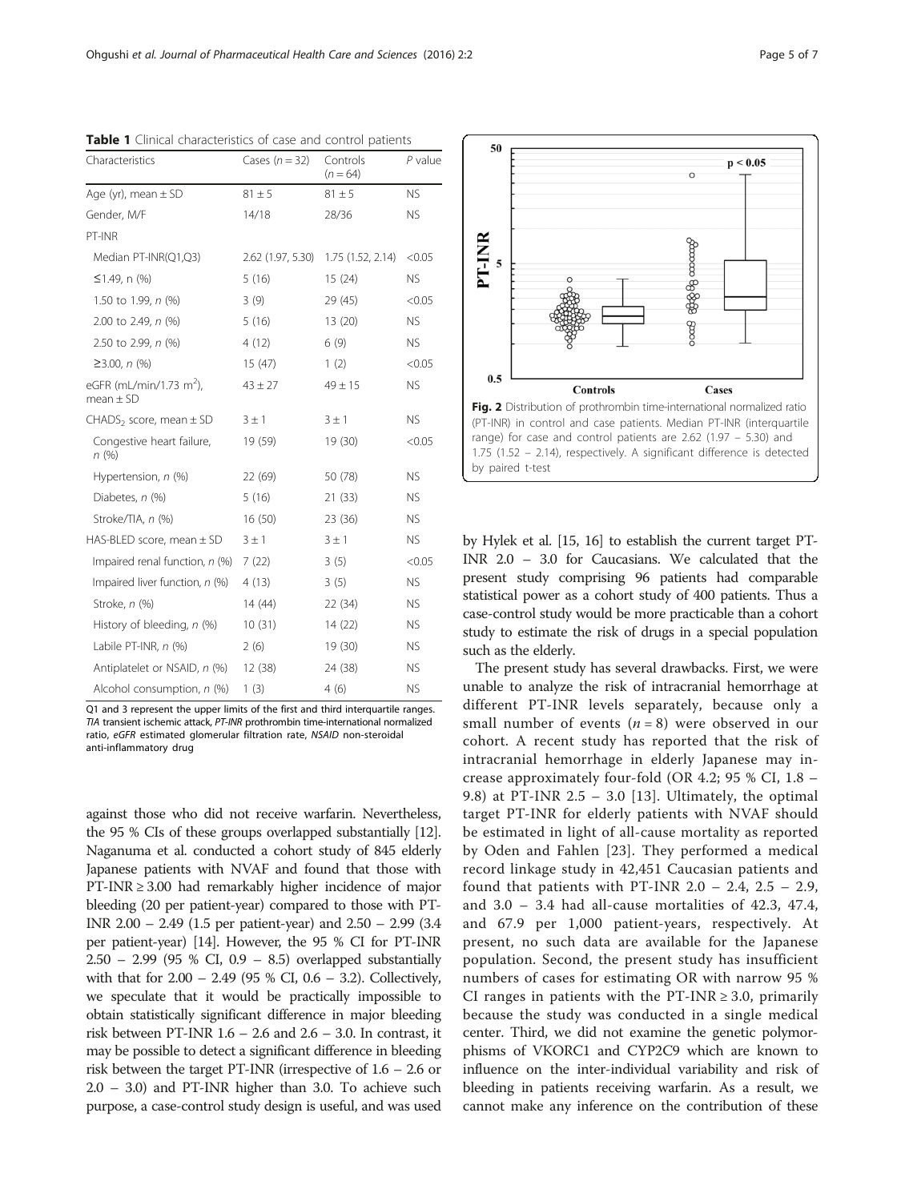**Table 1** Clinical characteristics of case and control patients

| Characteristics | Cases ($n = 32$) | Controls ($n = 64$) | $P$ value |
|---|---|---|---|
| Age (yr), mean ± SD | 81 ± 5 | 81 ± 5 | NS |
| Gender, M/F | 14/18 | 28/36 | NS |
| PT-INR | | | |
| Median PT-INR(Q1,Q3) | 2.62 (1.97, 5.30) | 1.75 (1.52, 2.14) | <0.05 |
| ≤1.49, n (%) | 5 (16) | 15 (24) | NS |
| 1.50 to 1.99, $n$ (%) | 3 (9) | 29 (45) | <0.05 |
| 2.00 to 2.49, $n$ (%) | 5 (16) | 13 (20) | NS |
| 2.50 to 2.99, $n$ (%) | 4 (12) | 6 (9) | NS |
| ≥3.00, $n$ (%) | 15 (47) | 1 (2) | <0.05 |
| eGFR (mL/min/1.73 $m^2$), mean ± SD | 43 ± 27 | 49 ± 15 | NS |
| $CHADS_2$ score, mean ± SD | 3 ± 1 | 3 ± 1 | NS |
| Congestive heart failure, $n$ (%) | 19 (59) | 19 (30) | <0.05 |
| Hypertension, $n$ (%) | 22 (69) | 50 (78) | NS |
| Diabetes, $n$ (%) | 5 (16) | 21 (33) | NS |
| Stroke/TIA, $n$ (%) | 16 (50) | 23 (36) | NS |
| HAS-BLED score, mean ± SD | 3 ± 1 | 3 ± 1 | NS |
| Impaired renal function, $n$ (%) | 7 (22) | 3 (5) | <0.05 |
| Impaired liver function, $n$ (%) | 4 (13) | 3 (5) | NS |
| Stroke, $n$ (%) | 14 (44) | 22 (34) | NS |
| History of bleeding, $n$ (%) | 10 (31) | 14 (22) | NS |
| Labile PT-INR, $n$ (%) | 2 (6) | 19 (30) | NS |
| Antiplatelet or NSAID, $n$ (%) | 12 (38) | 24 (38) | NS |
| Alcohol consumption, $n$ (%) | 1 (3) | 4 (6) | NS |

Q1 and 3 represent the upper limits of the first and third interquartile ranges. *TIA* transient ischemic attack, *PT-INR* prothrombin time-international normalized ratio, *eGFR* estimated glomerular filtration rate, *NSAID* non-steroidal anti-inflammatory drug

against those who did not receive warfarin. Nevertheless, the 95 % CIs of these groups overlapped substantially [12]. Naganuma et al. conducted a cohort study of 845 elderly Japanese patients with NVAF and found that those with PT-INR ≥ 3.00 had remarkably higher incidence of major bleeding (20 per patient-year) compared to those with PT-INR 2.00 – 2.49 (1.5 per patient-year) and 2.50 – 2.99 (3.4 per patient-year) [14]. However, the 95 % CI for PT-INR 2.50 – 2.99 (95 % CI, 0.9 – 8.5) overlapped substantially with that for 2.00 – 2.49 (95 % CI, 0.6 – 3.2). Collectively, we speculate that it would be practically impossible to obtain statistically significant difference in major bleeding risk between PT-INR 1.6 – 2.6 and 2.6 – 3.0. In contrast, it may be possible to detect a significant difference in bleeding risk between the target PT-INR (irrespective of 1.6 – 2.6 or 2.0 – 3.0) and PT-INR higher than 3.0. To achieve such purpose, a case-control study design is useful, and was used by Hylek et al. [15, 16] to establish the current target PT-INR 2.0 – 3.0 for Caucasians. We calculated that the present study comprising 96 patients had comparable statistical power as a cohort study of 400 patients. Thus a case-control study would be more practicable than a cohort study to estimate the risk of drugs in a special population such as the elderly.

**Fig. 2** Distribution of prothrombin time-international normalized ratio (PT-INR) in control and case patients. Median PT-INR (interquartile range) for case and control patients are 2.62 (1.97 – 5.30) and 1.75 (1.52 – 2.14), respectively. A significant difference is detected by paired t-test

The present study has several drawbacks. First, we were unable to analyze the risk of intracranial hemorrhage at different PT-INR levels separately, because only a small number of events ($n = 8$) were observed in our cohort. A recent study has reported that the risk of intracranial hemorrhage in elderly Japanese may increase approximately four-fold (OR 4.2; 95 % CI, 1.8 – 9.8) at PT-INR 2.5 – 3.0 [13]. Ultimately, the optimal target PT-INR for elderly patients with NVAF should be estimated in light of all-cause mortality as reported by Oden and Fahlen [23]. They performed a medical record linkage study in 42,451 Caucasian patients and found that patients with PT-INR 2.0 – 2.4, 2.5 – 2.9, and 3.0 – 3.4 had all-cause mortalities of 42.3, 47.4, and 67.9 per 1,000 patient-years, respectively. At present, no such data are available for the Japanese population. Second, the present study has insufficient numbers of cases for estimating OR with narrow 95 % CI ranges in patients with the PT-INR ≥ 3.0, primarily because the study was conducted in a single medical center. Third, we did not examine the genetic polymorphisms of VKORC1 and CYP2C9 which are known to influence on the inter-individual variability and risk of bleeding in patients receiving warfarin. As a result, we cannot make any inference on the contribution of these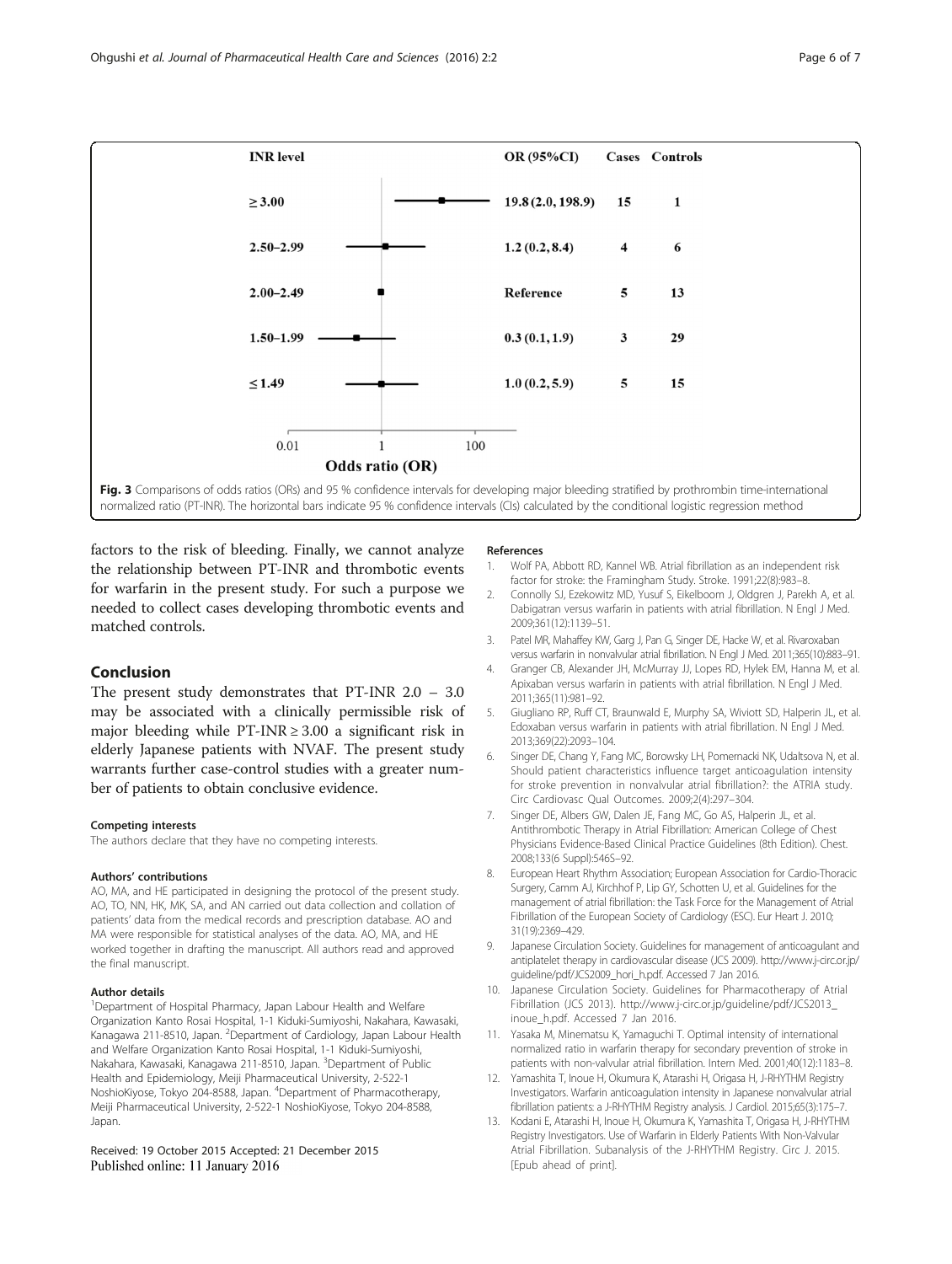| INR level | OR (95%CI) | Cases | Controls |
|---|---|---|---|
| ≥ 3.00 | 19.8 (2.0, 198.9) | 15 | 1 |
| 2.50–2.99 | 1.2 (0.2, 8.4) | 4 | 6 |
| 2.00–2.49 | Reference | 5 | 13 |
| 1.50–1.99 | 0.3 (0.1, 1.9) | 3 | 29 |
| ≤ 1.49 | 1.0 (0.2, 5.9) | 5 | 15 |

**Fig. 3** Comparisons of odds ratios (ORs) and 95 % confidence intervals for developing major bleeding stratified by prothrombin time-international normalized ratio (PT-INR). The horizontal bars indicate 95 % confidence intervals (CIs) calculated by the conditional logistic regression method

factors to the risk of bleeding. Finally, we cannot analyze the relationship between PT-INR and thrombotic events for warfarin in the present study. For such a purpose we needed to collect cases developing thrombotic events and matched controls.

## Conclusion

The present study demonstrates that PT-INR 2.0 – 3.0 may be associated with a clinically permissible risk of major bleeding while PT-INR ≥ 3.00 a significant risk in elderly Japanese patients with NVAF. The present study warrants further case-control studies with a greater number of patients to obtain conclusive evidence.

#### Competing interests

The authors declare that they have no competing interests.

#### Authors' contributions

AO, MA, and HE participated in designing the protocol of the present study. AO, TO, NN, HK, MK, SA, and AN carried out data collection and collation of patients' data from the medical records and prescription database. AO and MA were responsible for statistical analyses of the data. AO, MA, and HE worked together in drafting the manuscript. All authors read and approved the final manuscript.

#### Author details

[1]Department of Hospital Pharmacy, Japan Labour Health and Welfare Organization Kanto Rosai Hospital, 1-1 Kiduki-Sumiyoshi, Nakahara, Kawasaki, Kanagawa 211-8510, Japan. [2]Department of Cardiology, Japan Labour Health and Welfare Organization Kanto Rosai Hospital, 1-1 Kiduki-Sumiyoshi, Nakahara, Kawasaki, Kanagawa 211-8510, Japan. [3]Department of Public Health and Epidemiology, Meiji Pharmaceutical University, 2-522-1 NoshioKiyose, Tokyo 204-8588, Japan. [4]Department of Pharmacotherapy, Meiji Pharmaceutical University, 2-522-1 NoshioKiyose, Tokyo 204-8588, Japan.

Received: 19 October 2015 Accepted: 21 December 2015
Published online: 11 January 2016

#### References

1. Wolf PA, Abbott RD, Kannel WB. Atrial fibrillation as an independent risk factor for stroke: the Framingham Study. Stroke. 1991;22(8):983–8.
2. Connolly SJ, Ezekowitz MD, Yusuf S, Eikelboom J, Oldgren J, Parekh A, et al. Dabigatran versus warfarin in patients with atrial fibrillation. N Engl J Med. 2009;361(12):1139–51.
3. Patel MR, Mahaffey KW, Garg J, Pan G, Singer DE, Hacke W, et al. Rivaroxaban versus warfarin in nonvalvular atrial fibrillation. N Engl J Med. 2011;365(10):883–91.
4. Granger CB, Alexander JH, McMurray JJ, Lopes RD, Hylek EM, Hanna M, et al. Apixaban versus warfarin in patients with atrial fibrillation. N Engl J Med. 2011;365(11):981–92.
5. Giugliano RP, Ruff CT, Braunwald E, Murphy SA, Wiviott SD, Halperin JL, et al. Edoxaban versus warfarin in patients with atrial fibrillation. N Engl J Med. 2013;369(22):2093–104.
6. Singer DE, Chang Y, Fang MC, Borowsky LH, Pomernacki NK, Udaltsova N, et al. Should patient characteristics influence target anticoagulation intensity for stroke prevention in nonvalvular atrial fibrillation?: the ATRIA study. Circ Cardiovasc Qual Outcomes. 2009;2(4):297–304.
7. Singer DE, Albers GW, Dalen JE, Fang MC, Go AS, Halperin JL, et al. Antithrombotic Therapy in Atrial Fibrillation: American College of Chest Physicians Evidence-Based Clinical Practice Guidelines (8th Edition). Chest. 2008;133(6 Suppl):546S–92.
8. European Heart Rhythm Association; European Association for Cardio-Thoracic Surgery, Camm AJ, Kirchhof P, Lip GY, Schotten U, et al. Guidelines for the management of atrial fibrillation: the Task Force for the Management of Atrial Fibrillation of the European Society of Cardiology (ESC). Eur Heart J. 2010; 31(19):2369–429.
9. Japanese Circulation Society. Guidelines for management of anticoagulant and antiplatelet therapy in cardiovascular disease (JCS 2009). http://www.j-circ.or.jp/guideline/pdf/JCS2009_hori_h.pdf. Accessed 7 Jan 2016.
10. Japanese Circulation Society. Guidelines for Pharmacotherapy of Atrial Fibrillation (JCS 2013). http://www.j-circ.or.jp/guideline/pdf/JCS2013_inoue_h.pdf. Accessed 7 Jan 2016.
11. Yasaka M, Minematsu K, Yamaguchi T. Optimal intensity of international normalized ratio in warfarin therapy for secondary prevention of stroke in patients with non-valvular atrial fibrillation. Intern Med. 2001;40(12):1183–8.
12. Yamashita T, Inoue H, Okumura K, Atarashi H, Origasa H, J-RHYTHM Registry Investigators. Warfarin anticoagulation intensity in Japanese nonvalvular atrial fibrillation patients: a J-RHYTHM Registry analysis. J Cardiol. 2015;65(3):175–7.
13. Kodani E, Atarashi H, Inoue H, Okumura K, Yamashita T, Origasa H, J-RHYTHM Registry Investigators. Use of Warfarin in Elderly Patients With Non-Valvular Atrial Fibrillation. Subanalysis of the J-RHYTHM Registry. Circ J. 2015. [Epub ahead of print].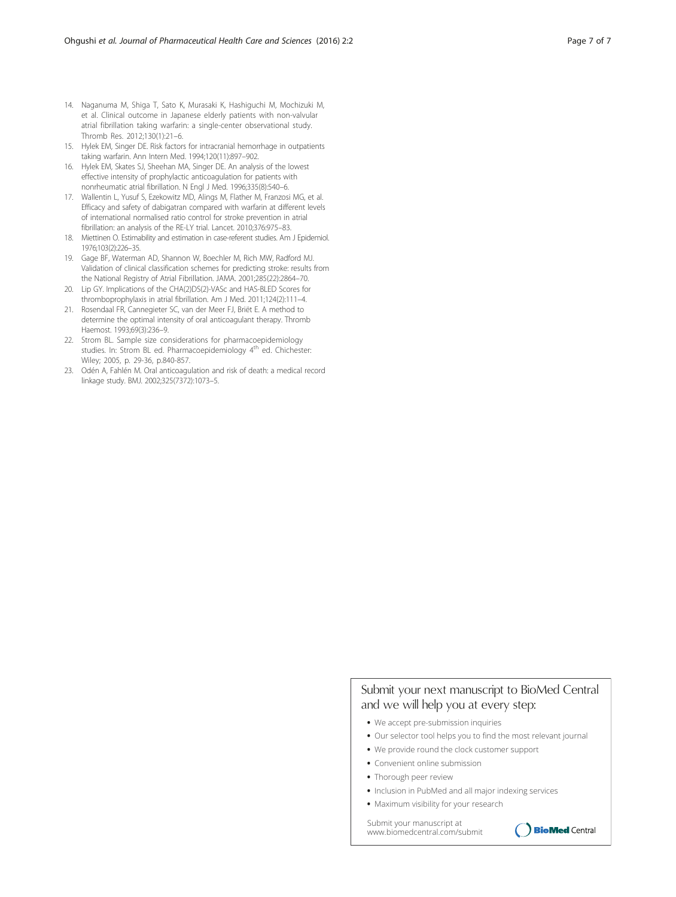14. Naganuma M, Shiga T, Sato K, Murasaki K, Hashiguchi M, Mochizuki M, et al. Clinical outcome in Japanese elderly patients with non-valvular atrial fibrillation taking warfarin: a single-center observational study. Thromb Res. 2012;130(1):21–6.
15. Hylek EM, Singer DE. Risk factors for intracranial hemorrhage in outpatients taking warfarin. Ann Intern Med. 1994;120(11):897–902.
16. Hylek EM, Skates SJ, Sheehan MA, Singer DE. An analysis of the lowest effective intensity of prophylactic anticoagulation for patients with nonrheumatic atrial fibrillation. N Engl J Med. 1996;335(8):540–6.
17. Wallentin L, Yusuf S, Ezekowitz MD, Alings M, Flather M, Franzosi MG, et al. Efficacy and safety of dabigatran compared with warfarin at different levels of international normalised ratio control for stroke prevention in atrial fibrillation: an analysis of the RE-LY trial. Lancet. 2010;376:975–83.
18. Miettinen O. Estimability and estimation in case-referent studies. Am J Epidemiol. 1976;103(2):226–35.
19. Gage BF, Waterman AD, Shannon W, Boechler M, Rich MW, Radford MJ. Validation of clinical classification schemes for predicting stroke: results from the National Registry of Atrial Fibrillation. JAMA. 2001;285(22):2864–70.
20. Lip GY. Implications of the CHA(2)DS(2)-VASc and HAS-BLED Scores for thromboprophylaxis in atrial fibrillation. Am J Med. 2011;124(2):111–4.
21. Rosendaal FR, Cannegieter SC, van der Meer FJ, Briët E. A method to determine the optimal intensity of oral anticoagulant therapy. Thromb Haemost. 1993;69(3):236–9.
22. Strom BL. Sample size considerations for pharmacoepidemiology studies. In: Strom BL ed. Pharmacoepidemiology 4th ed. Chichester: Wiley; 2005, p. 29-36, p.840-857.
23. Odén A, Fahlén M. Oral anticoagulation and risk of death: a medical record linkage study. BMJ. 2002;325(7372):1073–5.

Submit your next manuscript to BioMed Central and we will help you at every step:

- We accept pre-submission inquiries
- Our selector tool helps you to find the most relevant journal
- We provide round the clock customer support
- Convenient online submission
- Thorough peer review
- Inclusion in PubMed and all major indexing services
- Maximum visibility for your research

Submit your manuscript at www.biomedcentral.com/submit

BioMed Central